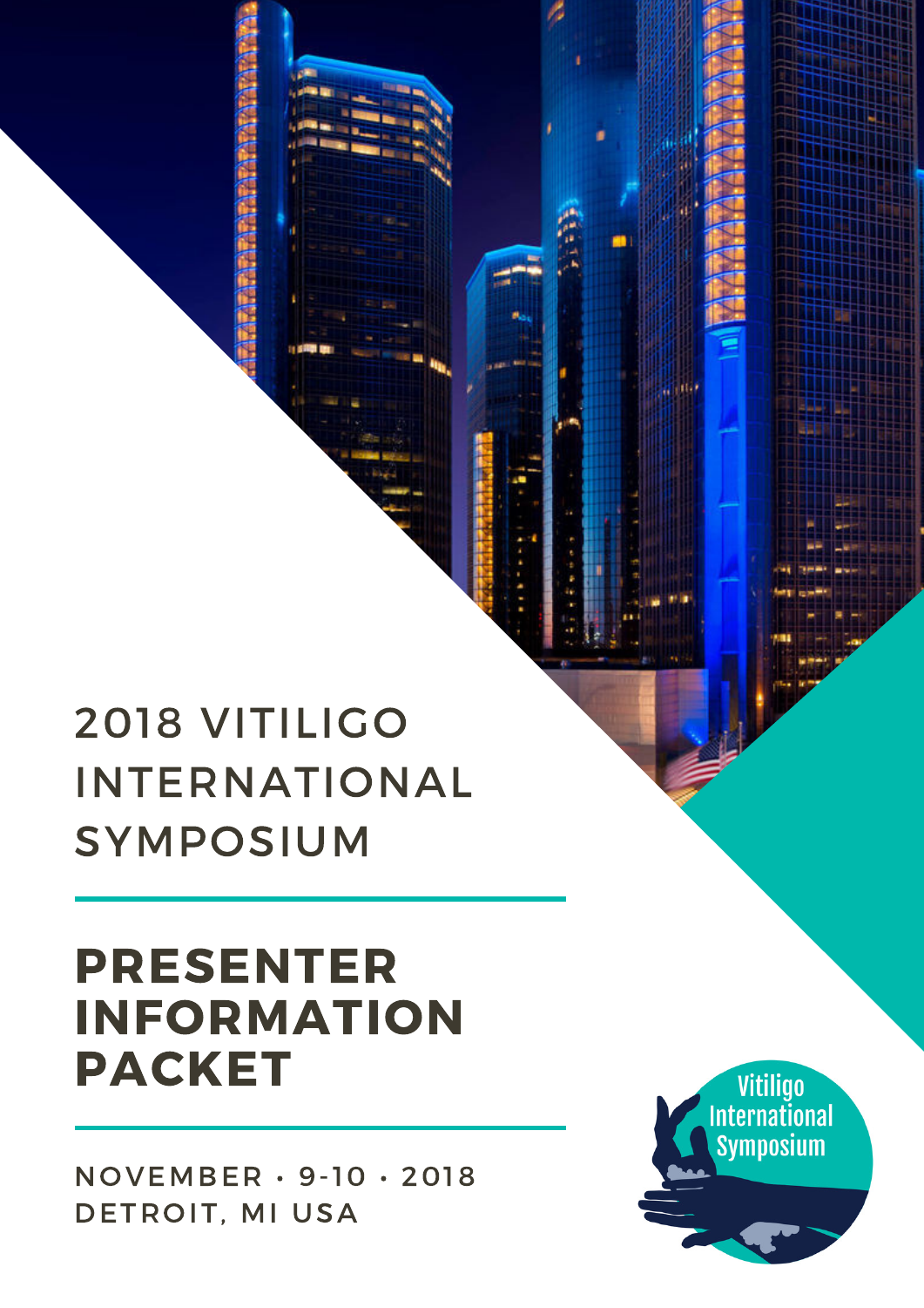# 2018 VITILIGO INTERNATIONAL SYMPOSIUM

## PRESENTER INFORMATION PACKET

NOVEMBER • 9-10 • 2018
DETROIT, MI USA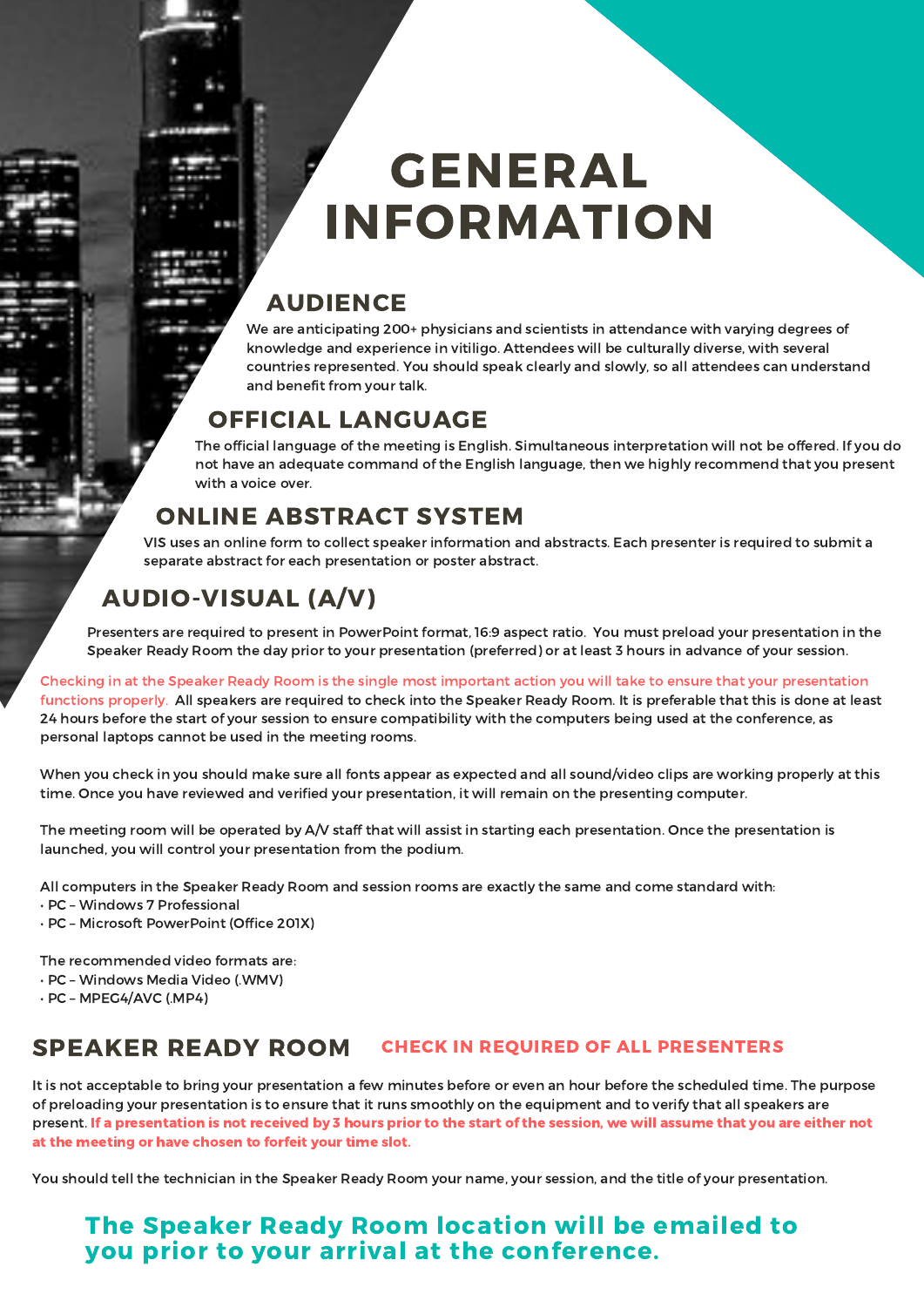# GENERAL INFORMATION

## AUDIENCE

We are anticipating 200+ physicians and scientists in attendance with varying degrees of knowledge and experience in vitiligo. Attendees will be culturally diverse, with several countries represented. You should speak clearly and slowly, so all attendees can understand and benefit from your talk.

## OFFICIAL LANGUAGE

The official language of the meeting is English. Simultaneous interpretation will not be offered. If you do not have an adequate command of the English language, then we highly recommend that you present with a voice over.

## ONLINE ABSTRACT SYSTEM

VIS uses an online form to collect speaker information and abstracts. Each presenter is required to submit a separate abstract for each presentation or poster abstract.

## AUDIO-VISUAL (A/V)

Presenters are required to present in PowerPoint format, 16:9 aspect ratio. You must preload your presentation in the Speaker Ready Room the day prior to your presentation (preferred) or at least 3 hours in advance of your session.

Checking in at the Speaker Ready Room is the single most important action you will take to ensure that your presentation functions properly. All speakers are required to check into the Speaker Ready Room. It is preferable that this is done at least 24 hours before the start of your session to ensure compatibility with the computers being used at the conference, as personal laptops cannot be used in the meeting rooms.

When you check in you should make sure all fonts appear as expected and all sound/video clips are working properly at this time. Once you have reviewed and verified your presentation, it will remain on the presenting computer.

The meeting room will be operated by A/V staff that will assist in starting each presentation. Once the presentation is launched, you will control your presentation from the podium.

All computers in the Speaker Ready Room and session rooms are exactly the same and come standard with:
- PC – Windows 7 Professional
- PC – Microsoft PowerPoint (Office 201X)

The recommended video formats are:
- PC – Windows Media Video (.WMV)
- PC – MPEG4/AVC (.MP4)

## SPEAKER READY ROOM — CHECK IN REQUIRED OF ALL PRESENTERS

It is not acceptable to bring your presentation a few minutes before or even an hour before the scheduled time. The purpose of preloading your presentation is to ensure that it runs smoothly on the equipment and to verify that all speakers are present. **If a presentation is not received by 3 hours prior to the start of the session, we will assume that you are either not at the meeting or have chosen to forfeit your time slot.**

You should tell the technician in the Speaker Ready Room your name, your session, and the title of your presentation.

**The Speaker Ready Room location will be emailed to you prior to your arrival at the conference.**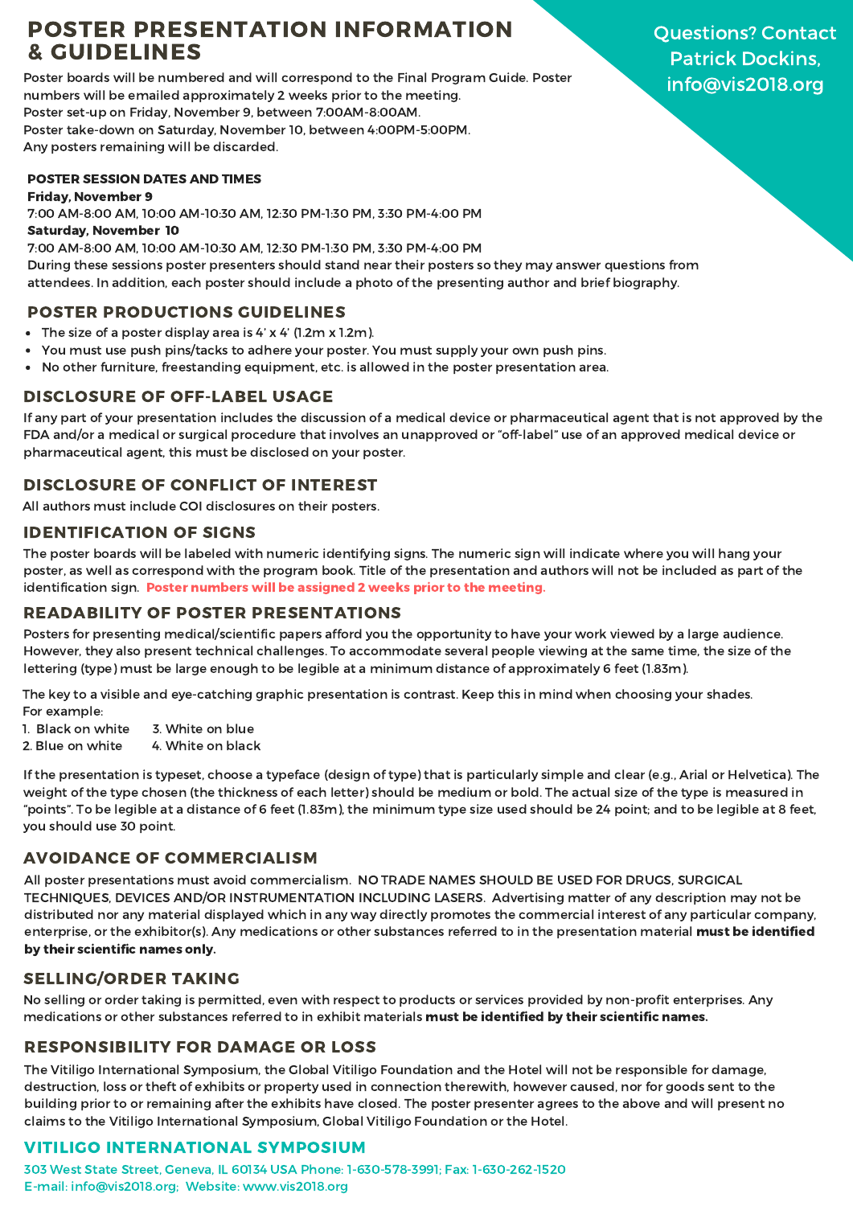# POSTER PRESENTATION INFORMATION & GUIDELINES

Questions? Contact Patrick Dockins, info@vis2018.org

Poster boards will be numbered and will correspond to the Final Program Guide. Poster numbers will be emailed approximately 2 weeks prior to the meeting.
Poster set-up on Friday, November 9, between 7:00AM-8:00AM.
Poster take-down on Saturday, November 10, between 4:00PM-5:00PM.
Any posters remaining will be discarded.

**POSTER SESSION DATES AND TIMES**

**Friday, November 9**
7:00 AM-8:00 AM, 10:00 AM-10:30 AM, 12:30 PM-1:30 PM, 3:30 PM-4:00 PM

**Saturday, November 10**
7:00 AM-8:00 AM, 10:00 AM-10:30 AM, 12:30 PM-1:30 PM, 3:30 PM-4:00 PM

During these sessions poster presenters should stand near their posters so they may answer questions from attendees. In addition, each poster should include a photo of the presenting author and brief biography.

## POSTER PRODUCTIONS GUIDELINES

- The size of a poster display area is 4' x 4' (1.2m x 1.2m).
- You must use push pins/tacks to adhere your poster. You must supply your own push pins.
- No other furniture, freestanding equipment, etc. is allowed in the poster presentation area.

## DISCLOSURE OF OFF-LABEL USAGE

If any part of your presentation includes the discussion of a medical device or pharmaceutical agent that is not approved by the FDA and/or a medical or surgical procedure that involves an unapproved or "off-label" use of an approved medical device or pharmaceutical agent, this must be disclosed on your poster.

## DISCLOSURE OF CONFLICT OF INTEREST

All authors must include COI disclosures on their posters.

## IDENTIFICATION OF SIGNS

The poster boards will be labeled with numeric identifying signs. The numeric sign will indicate where you will hang your poster, as well as correspond with the program book. Title of the presentation and authors will not be included as part of the identification sign. **Poster numbers will be assigned 2 weeks prior to the meeting.**

## READABILITY OF POSTER PRESENTATIONS

Posters for presenting medical/scientific papers afford you the opportunity to have your work viewed by a large audience. However, they also present technical challenges. To accommodate several people viewing at the same time, the size of the lettering (type) must be large enough to be legible at a minimum distance of approximately 6 feet (1.83m).

The key to a visible and eye-catching graphic presentation is contrast. Keep this in mind when choosing your shades.
For example:

1. Black on white
2. Blue on white
3. White on blue
4. White on black

If the presentation is typeset, choose a typeface (design of type) that is particularly simple and clear (e.g., Arial or Helvetica). The weight of the type chosen (the thickness of each letter) should be medium or bold. The actual size of the type is measured in "points". To be legible at a distance of 6 feet (1.83m), the minimum type size used should be 24 point; and to be legible at 8 feet, you should use 30 point.

## AVOIDANCE OF COMMERCIALISM

All poster presentations must avoid commercialism. NO TRADE NAMES SHOULD BE USED FOR DRUGS, SURGICAL TECHNIQUES, DEVICES AND/OR INSTRUMENTATION INCLUDING LASERS. Advertising matter of any description may not be distributed nor any material displayed which in any way directly promotes the commercial interest of any particular company, enterprise, or the exhibitor(s). Any medications or other substances referred to in the presentation material **must be identified by their scientific names only.**

## SELLING/ORDER TAKING

No selling or order taking is permitted, even with respect to products or services provided by non-profit enterprises. Any medications or other substances referred to in exhibit materials **must be identified by their scientific names.**

## RESPONSIBILITY FOR DAMAGE OR LOSS

The Vitiligo International Symposium, the Global Vitiligo Foundation and the Hotel will not be responsible for damage, destruction, loss or theft of exhibits or property used in connection therewith, however caused, nor for goods sent to the building prior to or remaining after the exhibits have closed. The poster presenter agrees to the above and will present no claims to the Vitiligo International Symposium, Global Vitiligo Foundation or the Hotel.

## VITILIGO INTERNATIONAL SYMPOSIUM

303 West State Street, Geneva, IL 60134 USA Phone: 1-630-578-3991; Fax: 1-630-262-1520
E-mail: info@vis2018.org; Website: www.vis2018.org